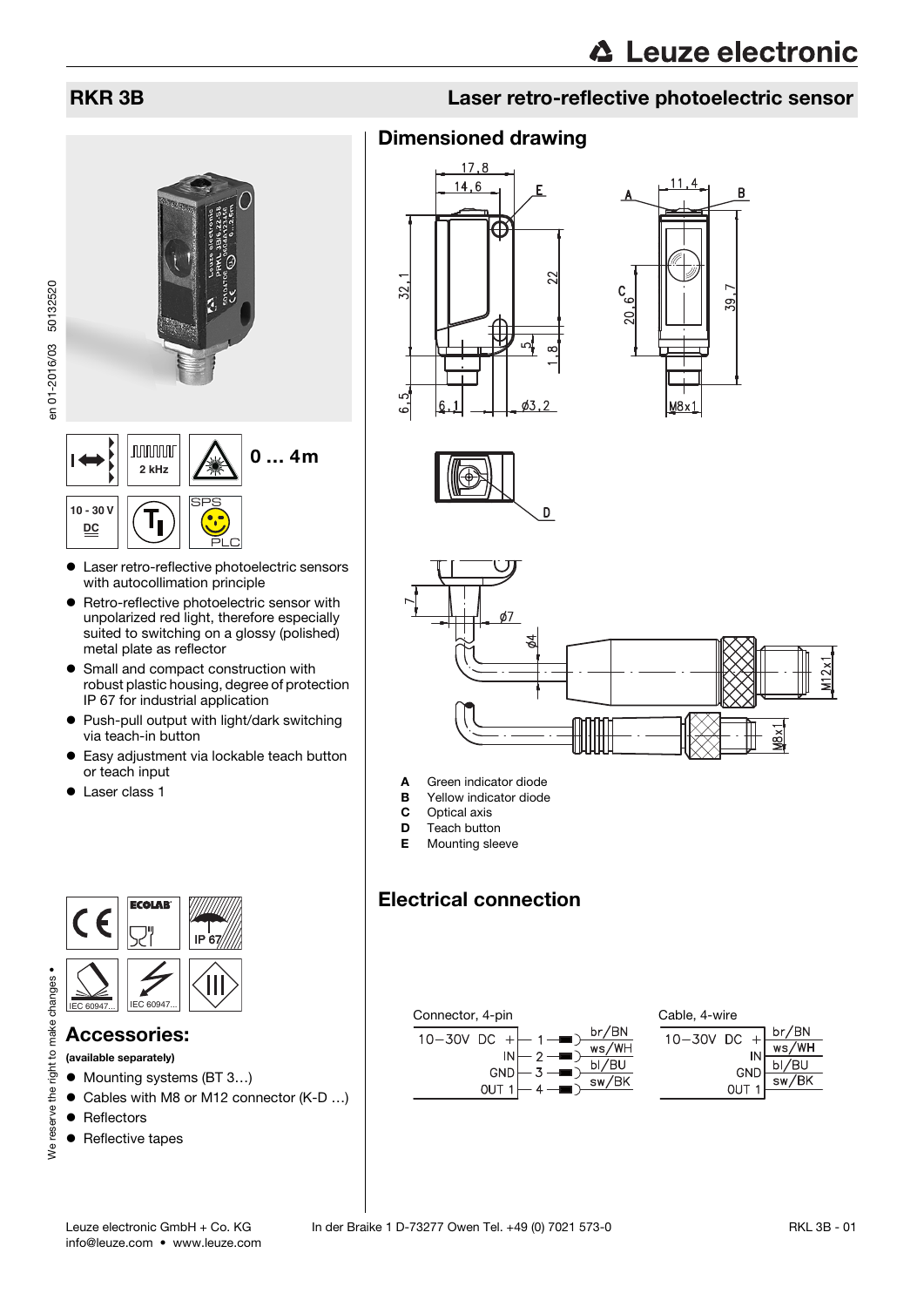# RKR 3B

## Laser retro-reflective photoelectric sensor

0 … 4m

2 kHz

10 - 30 V DC

- Laser retro-reflective photoelectric sensors with autocollimation principle
- Retro-reflective photoelectric sensor with unpolarized red light, therefore especially suited to switching on a glossy (polished) metal plate as reflector
- Small and compact construction with robust plastic housing, degree of protection IP 67 for industrial application
- Push-pull output with light/dark switching via teach-in button
- Easy adjustment via lockable teach button or teach input
- Laser class 1

## Accessories:

**(available separately)**

- Mounting systems (BT 3…)
- Cables with M8 or M12 connector (K-D …)
- Reflectors
- Reflective tapes

## Dimensioned drawing

- **A** Green indicator diode
- **B** Yellow indicator diode
- **C** Optical axis
- **D** Teach button
- **E** Mounting sleeve

## Electrical connection

Connector, 4-pin

| | Pin | Wire |
|---|---|---|
| 10−30V DC + | 1 | br/BN |
| IN | 2 | ws/WH |
| GND | 3 | bl/BU |
| OUT 1 | 4 | sw/BK |

Cable, 4-wire

| | Wire |
|---|---|
| 10−30V DC + | br/BN |
| IN | ws/WH |
| GND | bl/BU |
| OUT 1 | sw/BK |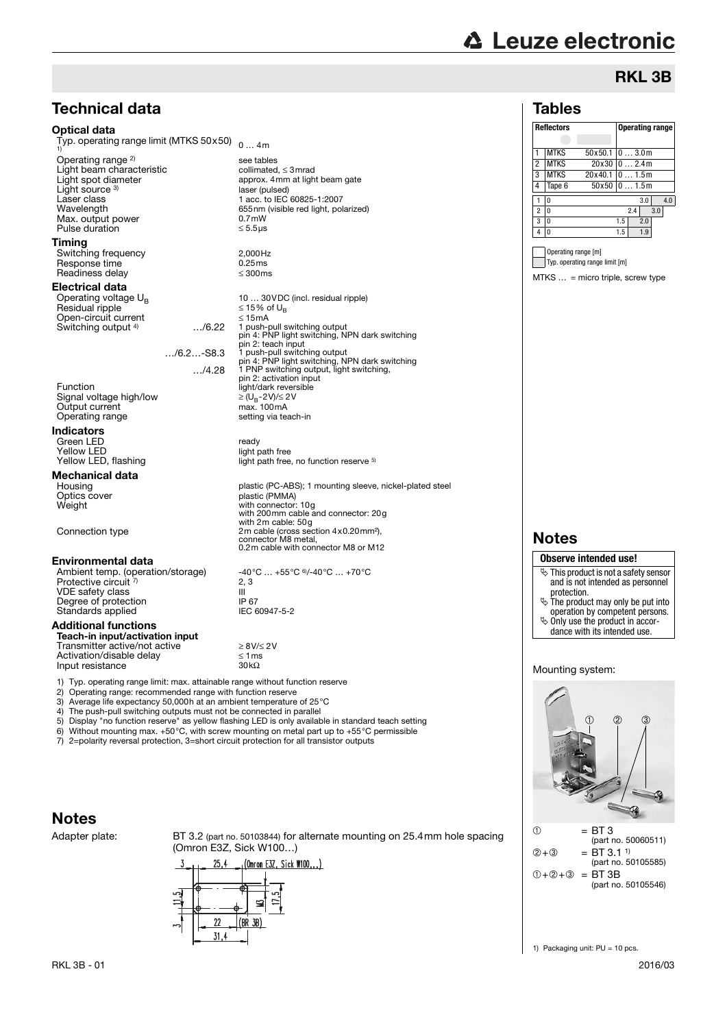## RKL 3B

# Technical data

### Optical data

| | |
|---|---|
| Typ. operating range limit (MTKS 50x50) [1] | 0 … 4m |
| Operating range [2] | see tables |
| Light beam characteristic | collimated, ≤ 3mrad |
| Light spot diameter | approx. 4mm at light beam gate |
| Light source [3] | laser (pulsed) |
| Laser class | 1 acc. to IEC 60825-1:2007 |
| Wavelength | 655nm (visible red light, polarized) |
| Max. output power | 0.7mW |
| Pulse duration | ≤ 5.5µs |

### Timing

| | |
|---|---|
| Switching frequency | 2,000Hz |
| Response time | 0.25ms |
| Readiness delay | ≤ 300ms |

### Electrical data

| | | |
|---|---|---|
| Operating voltage $U_B$ | | 10 … 30VDC (incl. residual ripple) |
| Residual ripple | | ≤ 15% of $U_B$ |
| Open-circuit current | | ≤ 15mA |
| Switching output [4] | …/6.22 | 1 push-pull switching output<br>pin 4: PNP light switching, NPN dark switching<br>pin 2: teach input |
| | …/6.2…-S8.3 | 1 push-pull switching output<br>pin 4: PNP light switching, NPN dark switching |
| | …/4.28 | 1 PNP switching output, light switching,<br>pin 2: activation input |
| Function | | light/dark reversible |
| Signal voltage high/low | | ≥ ($U_B$-2V)/≤ 2V |
| Output current | | max. 100mA |
| Operating range | | setting via teach-in |

### Indicators

| | |
|---|---|
| Green LED | ready |
| Yellow LED | light path free |
| Yellow LED, flashing | light path free, no function reserve [5] |

### Mechanical data

| | |
|---|---|
| Housing | plastic (PC-ABS); 1 mounting sleeve, nickel-plated steel |
| Optics cover | plastic (PMMA) |
| Weight | with connector: 10g<br>with 200mm cable and connector: 20g<br>with 2m cable: 50g |
| Connection type | 2m cable (cross section 4x0.20mm²),<br>connector M8 metal,<br>0.2m cable with connector M8 or M12 |

### Environmental data

| | |
|---|---|
| Ambient temp. (operation/storage) | -40°C … +55°C [6]/-40°C … +70°C |
| Protective circuit [7] | 2, 3 |
| VDE safety class | III |
| Degree of protection | IP 67 |
| Standards applied | IEC 60947-5-2 |

### Additional functions

**Teach-in input/activation input**

| | |
|---|---|
| Transmitter active/not active | ≥ 8V/≤ 2V |
| Activation/disable delay | ≤ 1ms |
| Input resistance | 30kΩ |

1) Typ. operating range limit: max. attainable range without function reserve
2) Operating range: recommended range with function reserve
3) Average life expectancy 50,000h at an ambient temperature of 25°C
4) The push-pull switching outputs must not be connected in parallel
5) Display "no function reserve" as yellow flashing LED is only available in standard teach setting
6) Without mounting max. +50°C, with screw mounting on metal part up to +55°C permissible
7) 2=polarity reversal protection, 3=short circuit protection for all transistor outputs

# Tables

| | Reflectors | | Operating range |
|---|---|---|---|
| 1 | MTKS | 50x50.1 | 0 … 3.0m |
| 2 | MTKS | 20x30 | 0 … 2.4m |
| 3 | MTKS | 20x40.1 | 0 … 1.5m |
| 4 | Tape 6 | 50x50 | 0 … 1.5m |

| | Operating range [m] | Typ. operating range limit [m] |
|---|---|---|
| 1 | 0 … 3.0 | 4.0 |
| 2 | 0 … 2.4 | 3.0 |
| 3 | 0 … 1.5 | 2.0 |
| 4 | 0 … 1.5 | 1.9 |

Operating range [m]
Typ. operating range limit [m]

MTKS … = micro triple, screw type

# Notes

**Observe intended use!**

- This product is not a safety sensor and is not intended as personnel protection.
- The product may only be put into operation by competent persons.
- Only use the product in accordance with its intended use.

Mounting system:

① = BT 3 (part no. 50060511)
②+③ = BT 3.1 [1] (part no. 50105585)
①+②+③ = BT 3B (part no. 50105546)

1) Packaging unit: PU = 10 pcs.

# Notes

Adapter plate: BT 3.2 (part no. 50103844) for alternate mounting on 25.4mm hole spacing (Omron E3Z, Sick W100…)

3 — 25,4 — (Omron E3Z, Sick W100...)
11,5 — M3 — 17,5
3 — 22 — (BR 3B)
31,4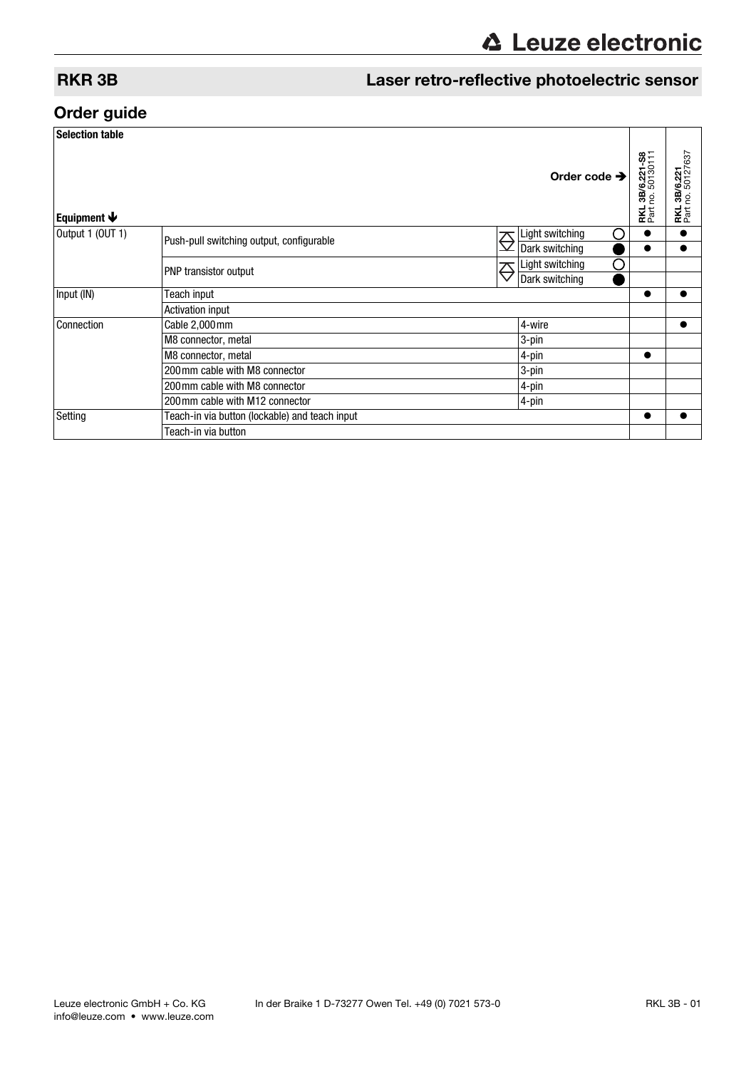## RKR 3B — Laser retro-reflective photoelectric sensor

## Order guide

| Selection table | | | | RKL 3B/6.221-S8<br>Part no. 50130111 | RKL 3B/6.221<br>Part no. 50127637 |
|---|---|---|---|---|---|
| **Equipment** ↓ | | | **Order code** → | | |
| Output 1 (OUT 1) | Push-pull switching output, configurable | Light switching | ○ | ● | ● |
| | | Dark switching | ● | ● | ● |
| | PNP transistor output | Light switching | ○ | | |
| | | Dark switching | ● | | |
| Input (IN) | Teach input | | | ● | ● |
| | Activation input | | | | |
| Connection | Cable 2,000 mm | 4-wire | | | ● |
| | M8 connector, metal | 3-pin | | | |
| | M8 connector, metal | 4-pin | | ● | |
| | 200 mm cable with M8 connector | 3-pin | | | |
| | 200 mm cable with M8 connector | 4-pin | | | |
| | 200 mm cable with M12 connector | 4-pin | | | |
| Setting | Teach-in via button (lockable) and teach input | | | ● | ● |
| | Teach-in via button | | | | |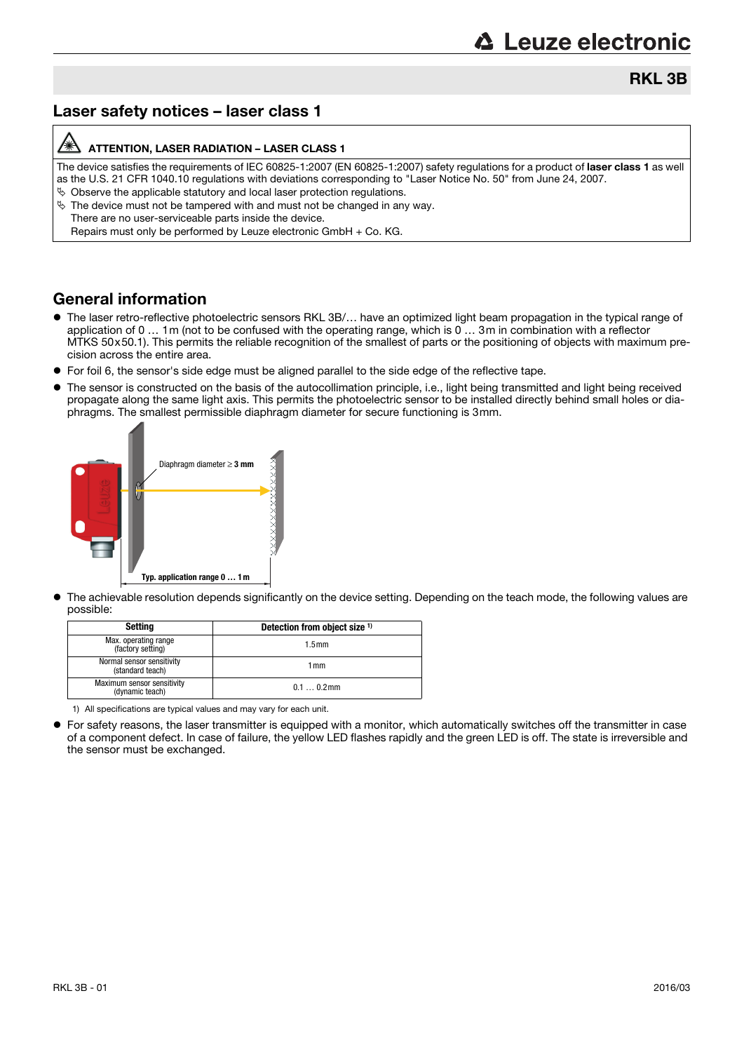# RKL 3B

## Laser safety notices – laser class 1

**ATTENTION, LASER RADIATION – LASER CLASS 1**

The device satisfies the requirements of IEC 60825-1:2007 (EN 60825-1:2007) safety regulations for a product of **laser class 1** as well as the U.S. 21 CFR 1040.10 regulations with deviations corresponding to "Laser Notice No. 50" from June 24, 2007.

- Observe the applicable statutory and local laser protection regulations.
- The device must not be tampered with and must not be changed in any way.
  There are no user-serviceable parts inside the device.
  Repairs must only be performed by Leuze electronic GmbH + Co. KG.

## General information

- The laser retro-reflective photoelectric sensors RKL 3B/… have an optimized light beam propagation in the typical range of application of 0 … 1 m (not to be confused with the operating range, which is 0 … 3 m in combination with a reflector MTKS 50x50.1). This permits the reliable recognition of the smallest of parts or the positioning of objects with maximum precision across the entire area.
- For foil 6, the sensor's side edge must be aligned parallel to the side edge of the reflective tape.
- The sensor is constructed on the basis of the autocollimation principle, i.e., light being transmitted and light being received propagate along the same light axis. This permits the photoelectric sensor to be installed directly behind small holes or diaphragms. The smallest permissible diaphragm diameter for secure functioning is 3 mm.

Diaphragm diameter ≥ **3 mm**

**Typ. application range 0 … 1 m**

- The achievable resolution depends significantly on the device setting. Depending on the teach mode, the following values are possible:

| Setting | Detection from object size 1) |
|---|---|
| Max. operating range (factory setting) | 1.5 mm |
| Normal sensor sensitivity (standard teach) | 1 mm |
| Maximum sensor sensitivity (dynamic teach) | 0.1 … 0.2 mm |

1) All specifications are typical values and may vary for each unit.

- For safety reasons, the laser transmitter is equipped with a monitor, which automatically switches off the transmitter in case of a component defect. In case of failure, the yellow LED flashes rapidly and the green LED is off. The state is irreversible and the sensor must be exchanged.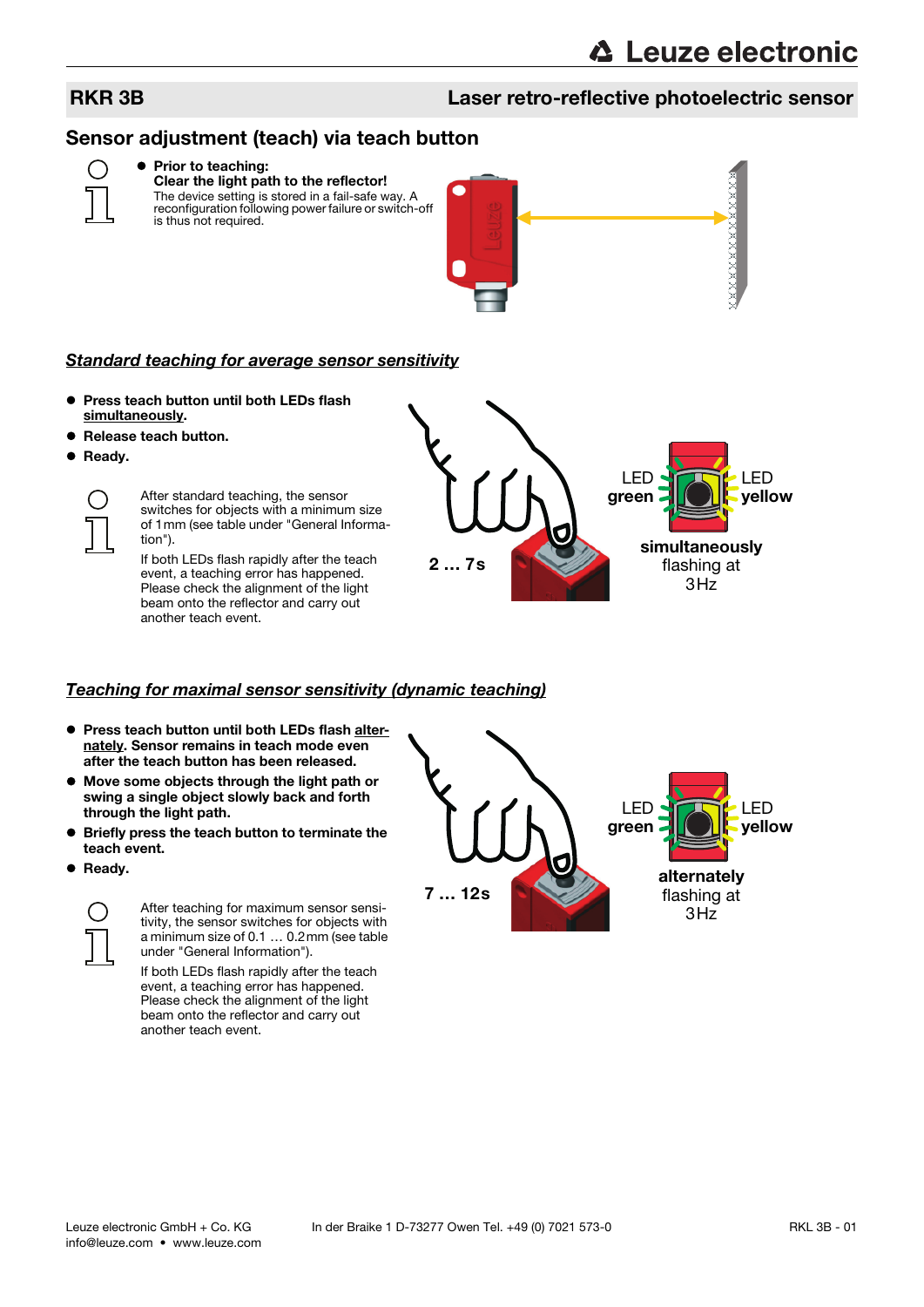## RKR 3B — Laser retro-reflective photoelectric sensor

## Sensor adjustment (teach) via teach button

- **Prior to teaching:**
  **Clear the light path to the reflector!**
  The device setting is stored in a fail-safe way. A reconfiguration following power failure or switch-off is thus not required.

### *Standard teaching for average sensor sensitivity*

- **Press teach button until both LEDs flash simultaneously.**
- **Release teach button.**
- **Ready.**

After standard teaching, the sensor switches for objects with a minimum size of 1mm (see table under "General Information").

If both LEDs flash rapidly after the teach event, a teaching error has happened. Please check the alignment of the light beam onto the reflector and carry out another teach event.

**2 … 7s**

LED **green** — LED **yellow**

**simultaneously** flashing at 3Hz

### *Teaching for maximal sensor sensitivity (dynamic teaching)*

- **Press teach button until both LEDs flash alternately. Sensor remains in teach mode even after the teach button has been released.**
- **Move some objects through the light path or swing a single object slowly back and forth through the light path.**
- **Briefly press the teach button to terminate the teach event.**
- **Ready.**

After teaching for maximum sensor sensitivity, the sensor switches for objects with a minimum size of 0.1 … 0.2mm (see table under "General Information").

If both LEDs flash rapidly after the teach event, a teaching error has happened. Please check the alignment of the light beam onto the reflector and carry out another teach event.

**7 … 12s**

LED **green** — LED **yellow**

**alternately** flashing at 3Hz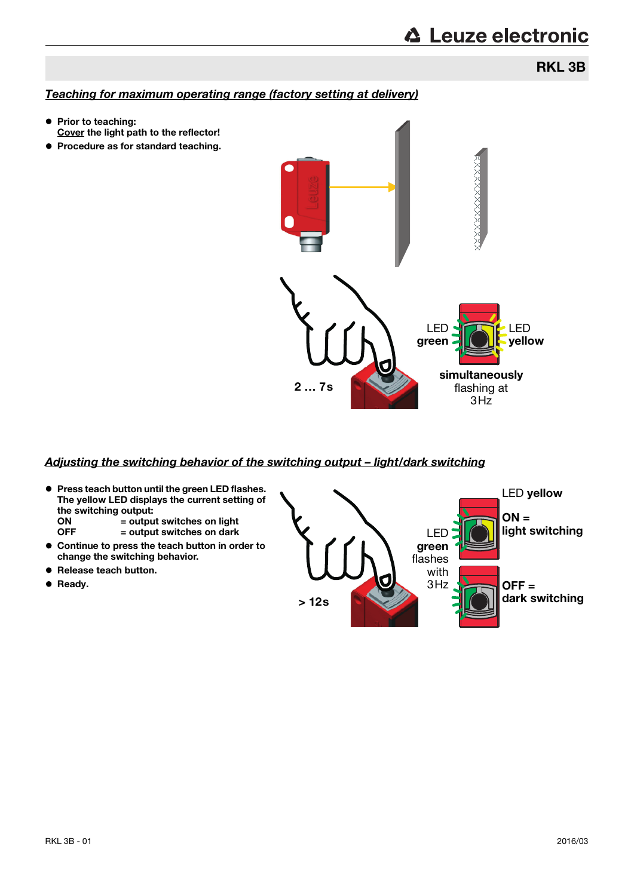## RKL 3B

***Teaching for maximum operating range (factory setting at delivery)***

- **Prior to teaching:**
  **Cover the light path to the reflector!**
- **Procedure as for standard teaching.**

**2 … 7s**

LED **green**

LED **yellow**

**simultaneously** flashing at 3Hz

***Adjusting the switching behavior of the switching output – light/dark switching***

- **Press teach button until the green LED flashes. The yellow LED displays the current setting of the switching output:**
  **ON** = output switches on light
  **OFF** = output switches on dark
- **Continue to press the teach button in order to change the switching behavior.**
- **Release teach button.**
- **Ready.**

**> 12s**

LED **green** flashes with 3Hz

LED **yellow**

**ON = light switching**

**OFF = dark switching**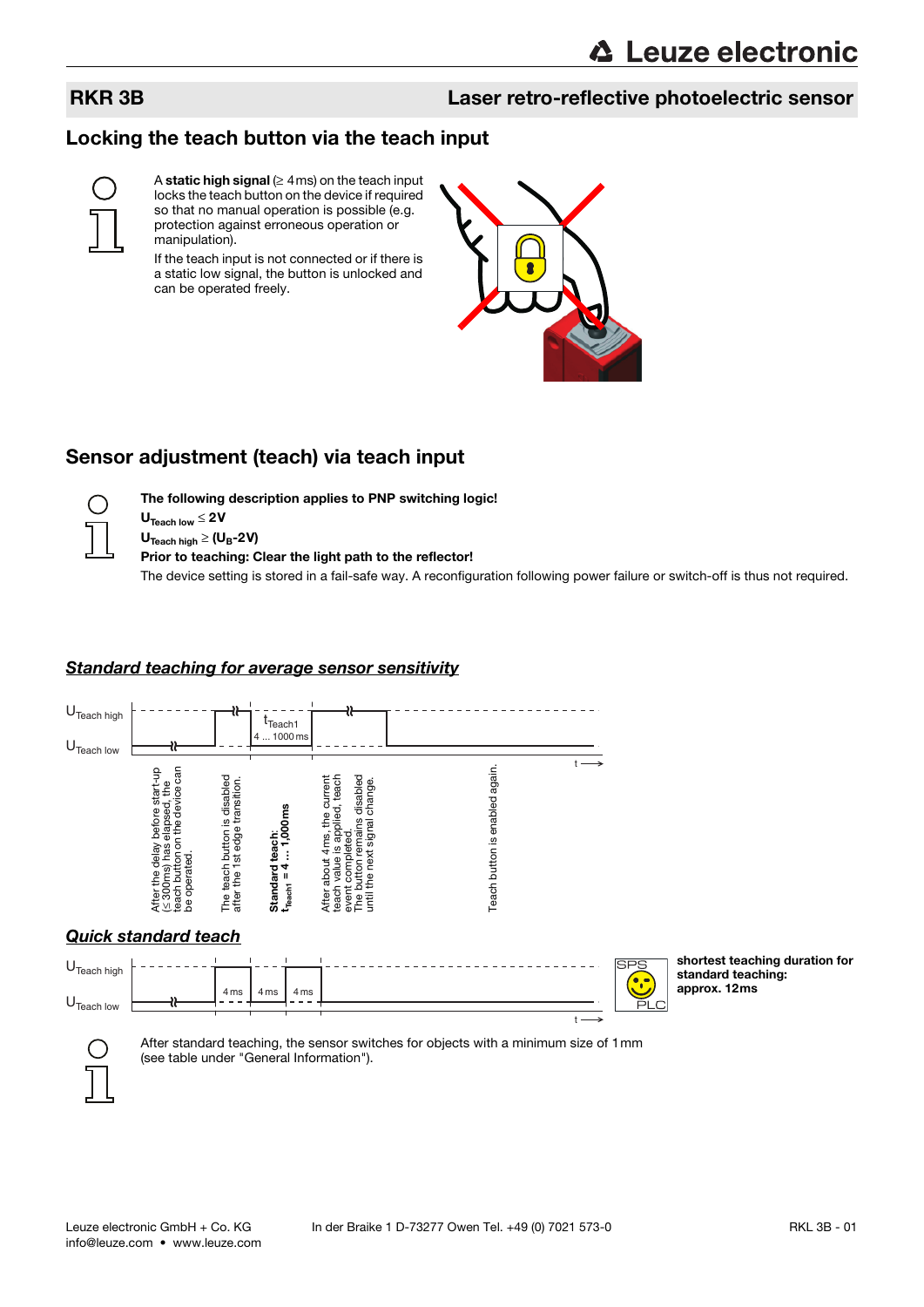## RKR 3B — Laser retro-reflective photoelectric sensor

## Locking the teach button via the teach input

A **static high signal** (≥ 4 ms) on the teach input locks the teach button on the device if required so that no manual operation is possible (e.g. protection against erroneous operation or manipulation).

If the teach input is not connected or if there is a static low signal, the button is unlocked and can be operated freely.

## Sensor adjustment (teach) via teach input

**The following description applies to PNP switching logic!**

**$U_{Teach\ low} \leq 2V$**

**$U_{Teach\ high} \geq (U_B\text{-}2V)$**

**Prior to teaching: Clear the light path to the reflector!**

The device setting is stored in a fail-safe way. A reconfiguration following power failure or switch-off is thus not required.

### *Standard teaching for average sensor sensitivity*

$U_{Teach\ high}$

$U_{Teach\ low}$

$t_{Teach1}$ 4 ... 1000 ms

t →

- After the delay before start-up (≤ 300 ms) has elapsed, the teach button on the device can be operated.
- The teach button is disabled after the 1st edge transition.
- **Standard teach: $t_{Teach1}$ = 4 ... 1,000 ms**
- After about 4 ms, the current teach value is applied, teach event completed. The button remains disabled until the next signal change.
- Teach button is enabled again.

### *Quick standard teach*

$U_{Teach\ high}$

$U_{Teach\ low}$

4 ms | 4 ms | 4 ms

t →

SPS / PLC

**shortest teaching duration for standard teaching: approx. 12ms**

After standard teaching, the sensor switches for objects with a minimum size of 1 mm (see table under "General Information").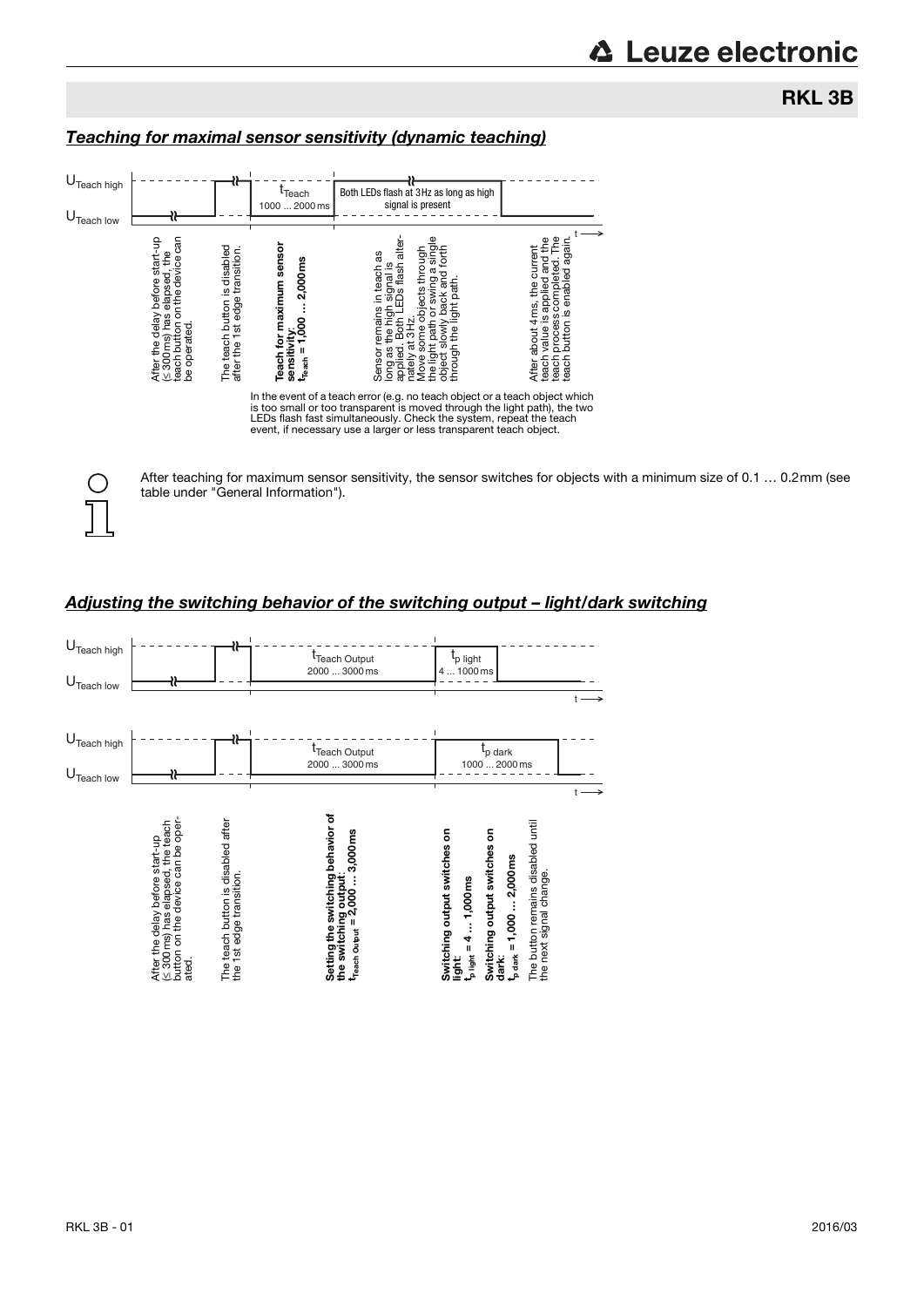## RKL 3B

### *Teaching for maximal sensor sensitivity (dynamic teaching)*

$U_{Teach\ high}$

$U_{Teach\ low}$

$t_{Teach}$
1000 ... 2000 ms

Both LEDs flash at 3 Hz as long as high signal is present

t

After the delay before start-up (≤ 300 ms) has elapsed, the teach button on the device can be operated.

The teach button is disabled after the 1st edge transition.

**Teach for maximum sensor sensitivity**
**$t_{Teach}$ = 1,000 … 2,000 ms**

Sensor remains in teach as long as the high signal is applied. Both LEDs flash alternately at 3 Hz.
Move some objects through the light path or swing a single object slowly back and forth through the light path.

After about 4 ms, the current teach value is applied and the teach process completed. The teach button is enabled again.

In the event of a teach error (e.g. no teach object or a teach object which is too small or too transparent is moved through the light path), the two LEDs flash fast simultaneously. Check the system, repeat the teach event, if necessary use a larger or less transparent teach object.

After teaching for maximum sensor sensitivity, the sensor switches for objects with a minimum size of 0.1 … 0.2 mm (see table under "General Information").

### *Adjusting the switching behavior of the switching output – light/dark switching*

$U_{Teach\ high}$

$U_{Teach\ low}$

$t_{Teach\ Output}$
2000 ... 3000 ms

$t_{p\ light}$
4 ... 1000 ms

t

$U_{Teach\ high}$

$U_{Teach\ low}$

$t_{Teach\ Output}$
2000 ... 3000 ms

$t_{p\ dark}$
1000 ... 2000 ms

t

After the delay before start-up (≤ 300 ms) has elapsed, the teach button on the device can be operated.

The teach button is disabled after the 1st edge transition.

**Setting the switching behavior of the switching output:**
**$t_{Teach\ Output}$ = 2,000 … 3,000 ms**

**Switching output switches on light:**
**$t_{p\ light}$ = 4 … 1,000 ms**
**Switching output switches on dark:**
**$t_{p\ dark}$ = 1,000 … 2,000 ms**

The button remains disabled until the next signal change.